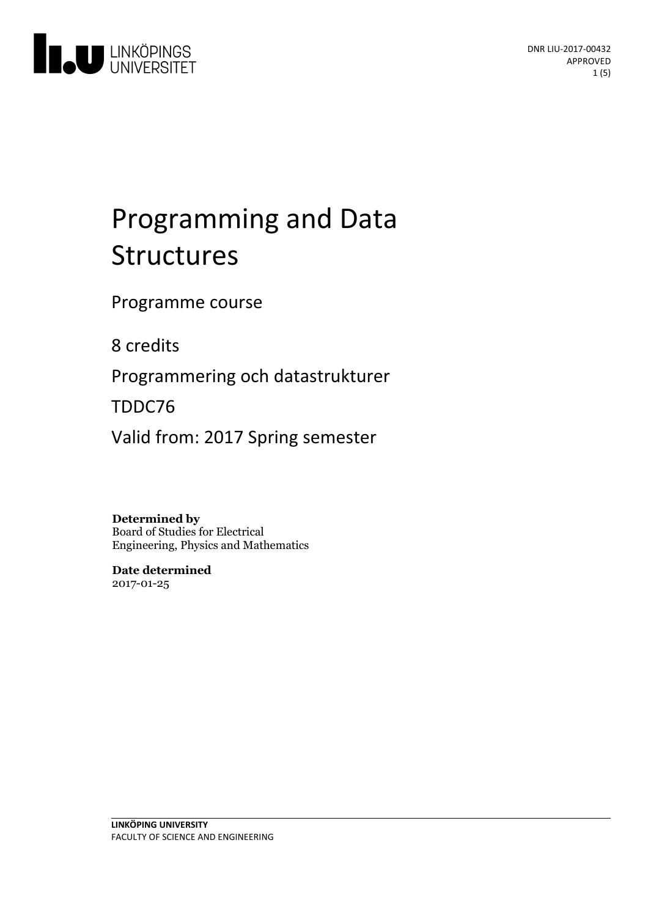DNR LIU-2017-00432
APPROVED

# Programming and Data Structures

Programme course

8 credits

Programmering och datastrukturer

TDDC76

Valid from: 2017 Spring semester

**Determined by**
Board of Studies for Electrical Engineering, Physics and Mathematics

**Date determined**
2017-01-25

**LINKÖPING UNIVERSITY**
FACULTY OF SCIENCE AND ENGINEERING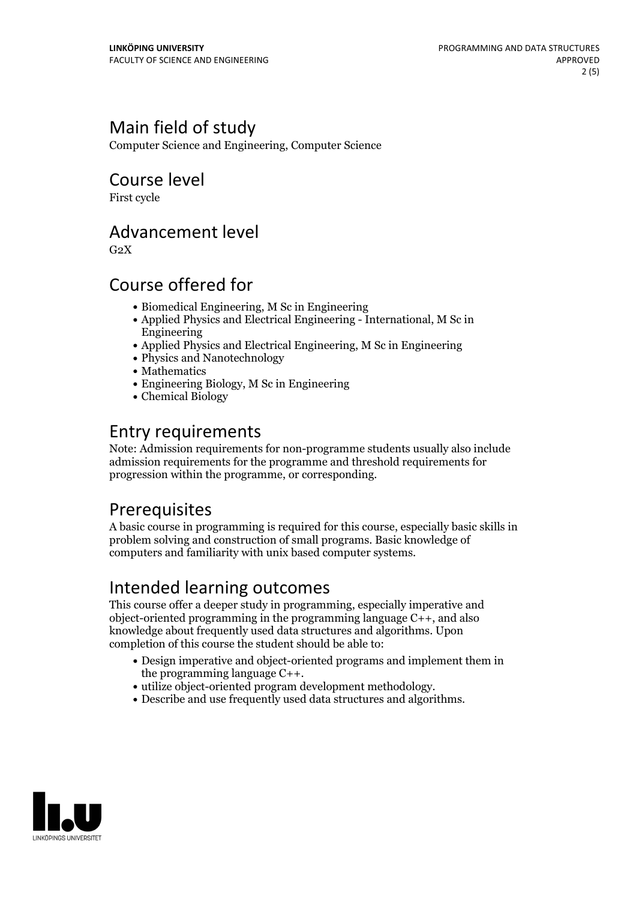# Main field of study

Computer Science and Engineering, Computer Science

# Course level

First cycle

# Advancement level

G2X

# Course offered for

- Biomedical Engineering, M Sc in Engineering
- Applied Physics and Electrical Engineering - International, M Sc in Engineering
- Applied Physics and Electrical Engineering, M Sc in Engineering
- Physics and Nanotechnology
- Mathematics
- Engineering Biology, M Sc in Engineering
- Chemical Biology

# Entry requirements

Note: Admission requirements for non-programme students usually also include admission requirements for the programme and threshold requirements for progression within the programme, or corresponding.

# Prerequisites

A basic course in programming is required for this course, especially basic skills in problem solving and construction of small programs. Basic knowledge of computers and familiarity with unix based computer systems.

# Intended learning outcomes

This course offer a deeper study in programming, especially imperative and object-oriented programming in the programming language C++, and also knowledge about frequently used data structures and algorithms. Upon completion of this course the student should be able to:

- Design imperative and object-oriented programs and implement them in the programming language C++.
- utilize object-oriented program development methodology.
- Describe and use frequently used data structures and algorithms.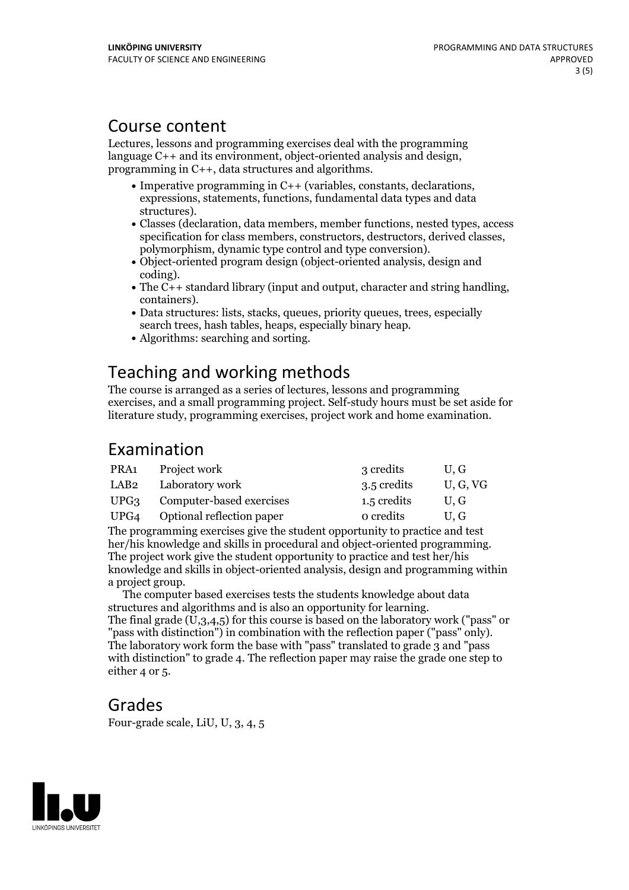## Course content

Lectures, lessons and programming exercises deal with the programming language C++ and its environment, object-oriented analysis and design, programming in C++, data structures and algorithms.

- Imperative programming in C++ (variables, constants, declarations, expressions, statements, functions, fundamental data types and data structures).
- Classes (declaration, data members, member functions, nested types, access specification for class members, constructors, destructors, derived classes, polymorphism, dynamic type control and type conversion).
- Object-oriented program design (object-oriented analysis, design and coding).
- The C++ standard library (input and output, character and string handling, containers).
- Data structures: lists, stacks, queues, priority queues, trees, especially search trees, hash tables, heaps, especially binary heap.
- Algorithms: searching and sorting.

## Teaching and working methods

The course is arranged as a series of lectures, lessons and programming exercises, and a small programming project. Self-study hours must be set aside for literature study, programming exercises, project work and home examination.

## Examination

| | | | |
|---|---|---|---|
| PRA1 | Project work | 3 credits | U, G |
| LAB2 | Laboratory work | 3.5 credits | U, G, VG |
| UPG3 | Computer-based exercises | 1.5 credits | U, G |
| UPG4 | Optional reflection paper | 0 credits | U, G |

The programming exercises give the student opportunity to practice and test her/his knowledge and skills in procedural and object-oriented programming. The project work give the student opportunity to practice and test her/his knowledge and skills in object-oriented analysis, design and programming within a project group.

The computer based exercises tests the students knowledge about data structures and algorithms and is also an opportunity for learning.
The final grade (U,3,4,5) for this course is based on the laboratory work ("pass" or "pass with distinction") in combination with the reflection paper ("pass" only). The laboratory work form the base with "pass" translated to grade 3 and "pass with distinction" to grade 4. The reflection paper may raise the grade one step to either 4 or 5.

## Grades

Four-grade scale, LiU, U, 3, 4, 5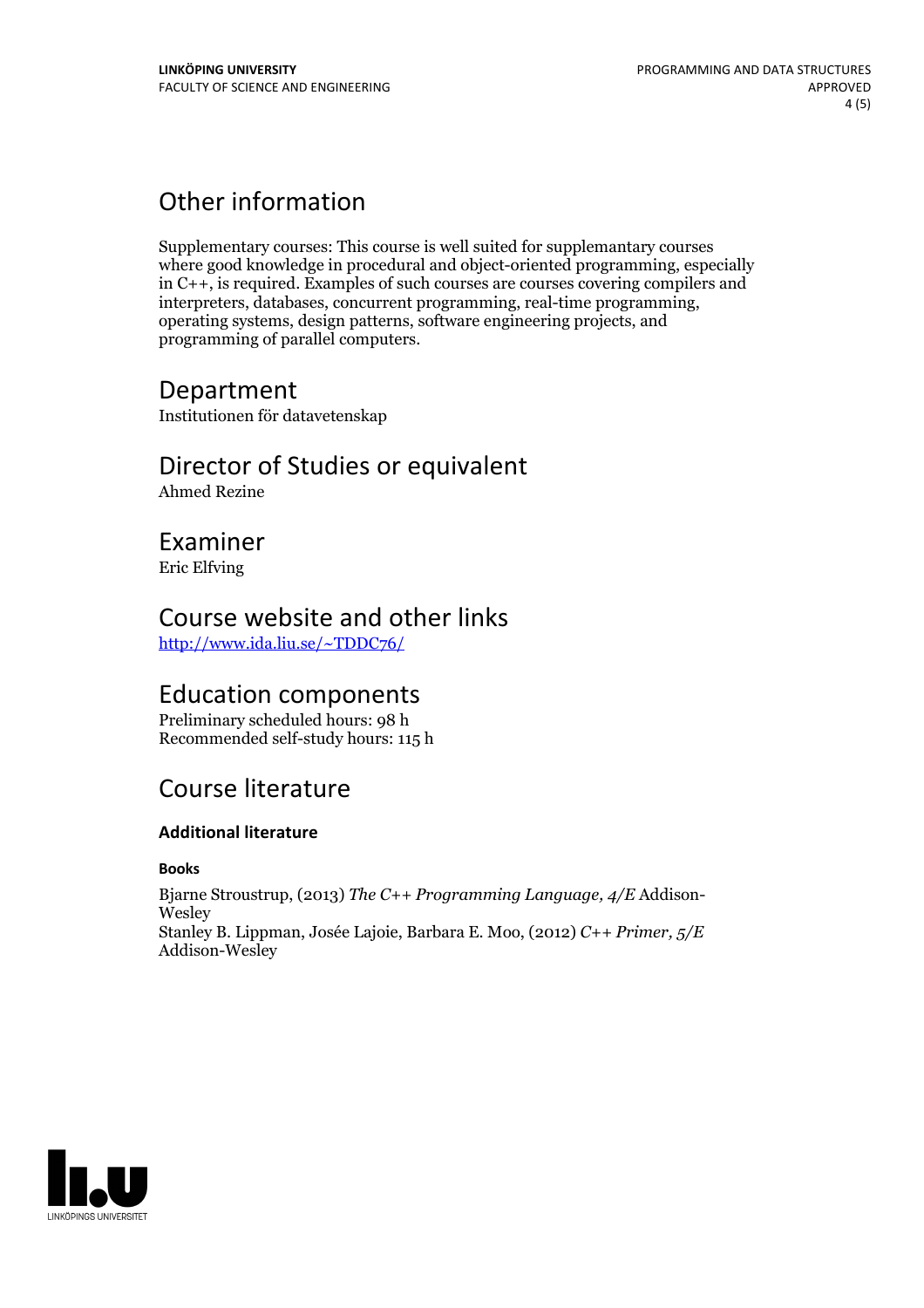# Other information

Supplementary courses: This course is well suited for supplemantary courses where good knowledge in procedural and object-oriented programming, especially in C++, is required. Examples of such courses are courses covering compilers and interpreters, databases, concurrent programming, real-time programming, operating systems, design patterns, software engineering projects, and programming of parallel computers.

# Department

Institutionen för datavetenskap

# Director of Studies or equivalent

Ahmed Rezine

# Examiner

Eric Elfving

# Course website and other links

[http://www.ida.liu.se/~TDDC76/](http://www.ida.liu.se/~TDDC76/)

# Education components

Preliminary scheduled hours: 98 h
Recommended self-study hours: 115 h

# Course literature

### Additional literature

#### Books

Bjarne Stroustrup, (2013) *The C++ Programming Language, 4/E* Addison-Wesley
Stanley B. Lippman, Josée Lajoie, Barbara E. Moo, (2012) *C++ Primer, 5/E* Addison-Wesley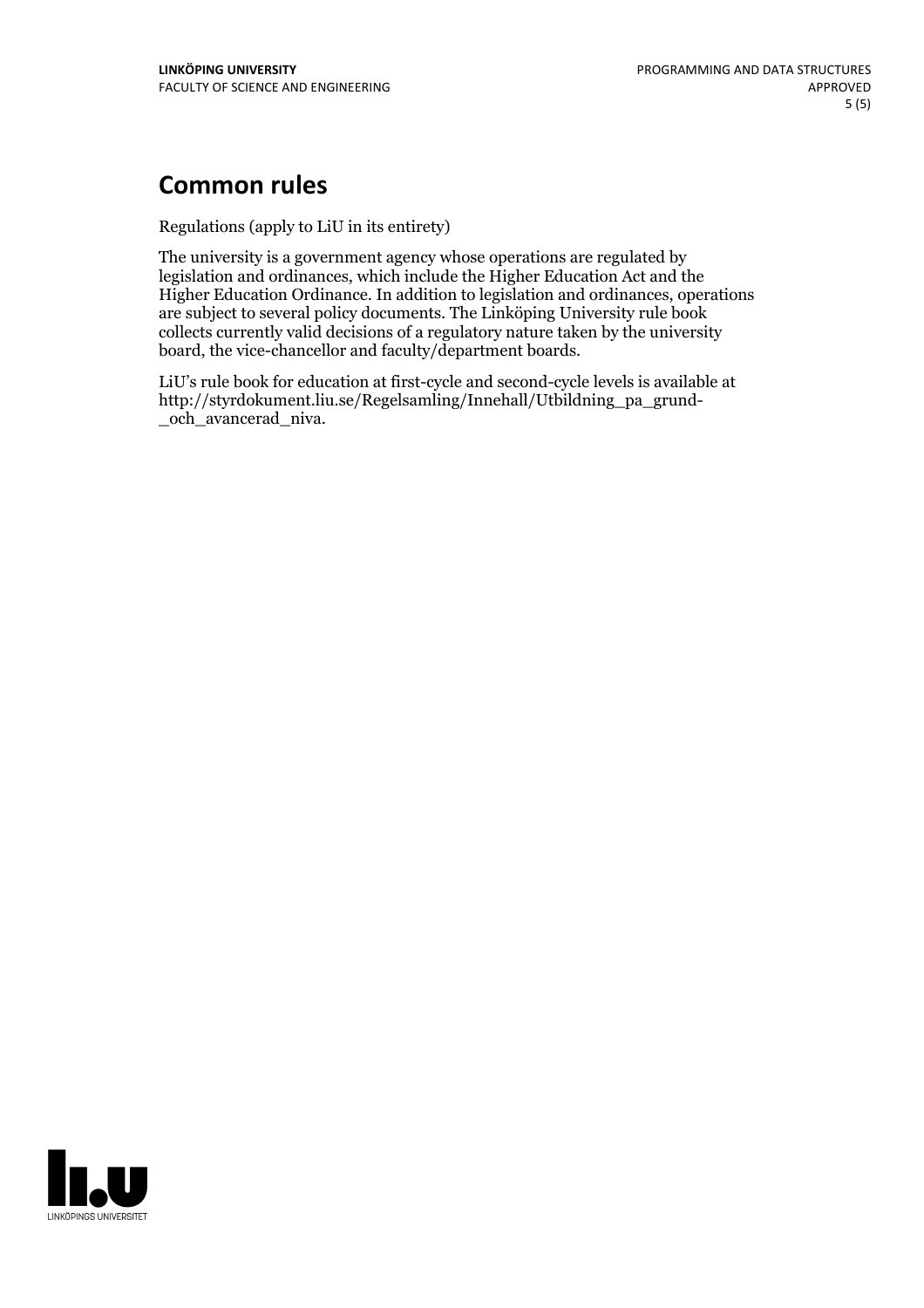## Common rules

Regulations (apply to LiU in its entirety)

The university is a government agency whose operations are regulated by legislation and ordinances, which include the Higher Education Act and the Higher Education Ordinance. In addition to legislation and ordinances, operations are subject to several policy documents. The Linköping University rule book collects currently valid decisions of a regulatory nature taken by the university board, the vice-chancellor and faculty/department boards.

LiU's rule book for education at first-cycle and second-cycle levels is available at http://styrdokument.liu.se/Regelsamling/Innehall/Utbildning_pa_grund-_och_avancerad_niva.